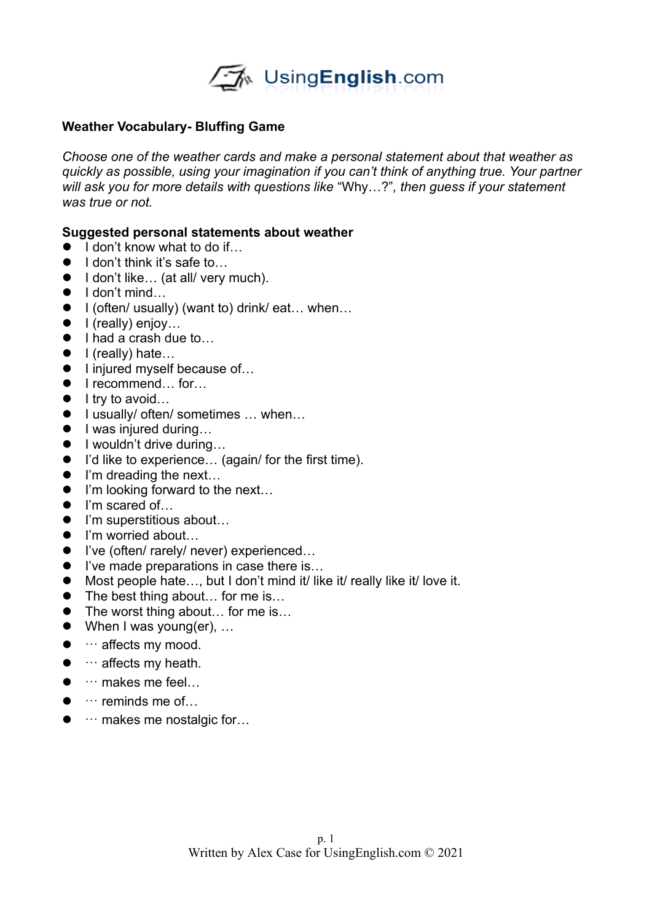UsingEnglish.com

## Weather Vocabulary- Bluffing Game

*Choose one of the weather cards and make a personal statement about that weather as quickly as possible, using your imagination if you can't think of anything true. Your partner will ask you for more details with questions like* "Why…?"*, then guess if your statement was true or not.*

**Suggested personal statements about weather**

- I don't know what to do if…
- I don't think it's safe to…
- I don't like… (at all/ very much).
- I don't mind…
- I (often/ usually) (want to) drink/ eat… when…
- I (really) enjoy…
- I had a crash due to…
- I (really) hate…
- I injured myself because of…
- I recommend… for…
- I try to avoid…
- I usually/ often/ sometimes … when…
- I was injured during…
- I wouldn't drive during…
- I'd like to experience… (again/ for the first time).
- I'm dreading the next…
- I'm looking forward to the next…
- I'm scared of…
- I'm superstitious about…
- I'm worried about…
- I've (often/ rarely/ never) experienced…
- I've made preparations in case there is…
- Most people hate…, but I don't mind it/ like it/ really like it/ love it.
- The best thing about… for me is…
- The worst thing about… for me is…
- When I was young(er), …
- … affects my mood.
- … affects my heath.
- … makes me feel…
- … reminds me of…
- … makes me nostalgic for…

Written by Alex Case for UsingEnglish.com © 2021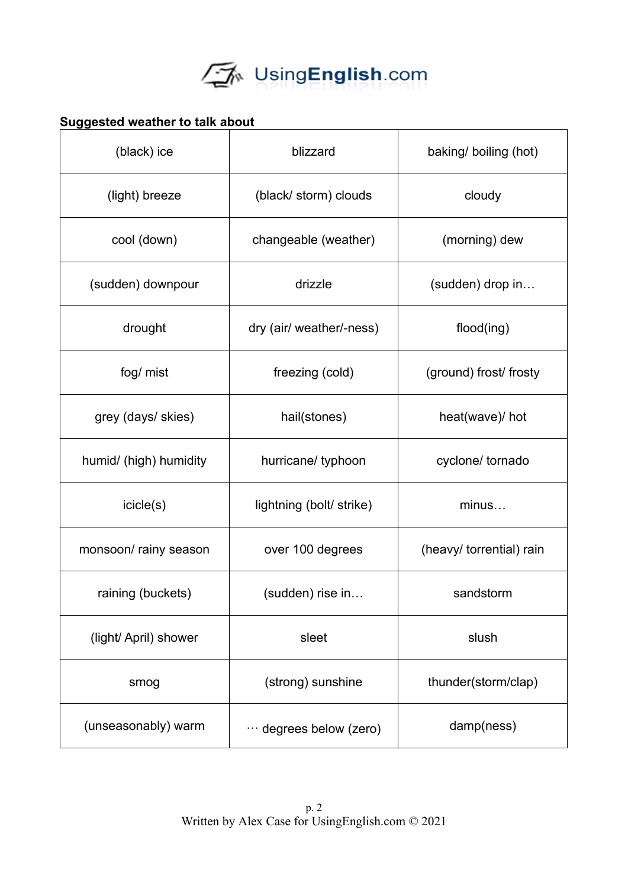UsingEnglish.com

**Suggested weather to talk about**

| | | |
|---|---|---|
| (black) ice | blizzard | baking/ boiling (hot) |
| (light) breeze | (black/ storm) clouds | cloudy |
| cool (down) | changeable (weather) | (morning) dew |
| (sudden) downpour | drizzle | (sudden) drop in… |
| drought | dry (air/ weather/-ness) | flood(ing) |
| fog/ mist | freezing (cold) | (ground) frost/ frosty |
| grey (days/ skies) | hail(stones) | heat(wave)/ hot |
| humid/ (high) humidity | hurricane/ typhoon | cyclone/ tornado |
| icicle(s) | lightning (bolt/ strike) | minus… |
| monsoon/ rainy season | over 100 degrees | (heavy/ torrential) rain |
| raining (buckets) | (sudden) rise in… | sandstorm |
| (light/ April) shower | sleet | slush |
| smog | (strong) sunshine | thunder(storm/clap) |
| (unseasonably) warm | … degrees below (zero) | damp(ness) |

Written by Alex Case for UsingEnglish.com © 2021